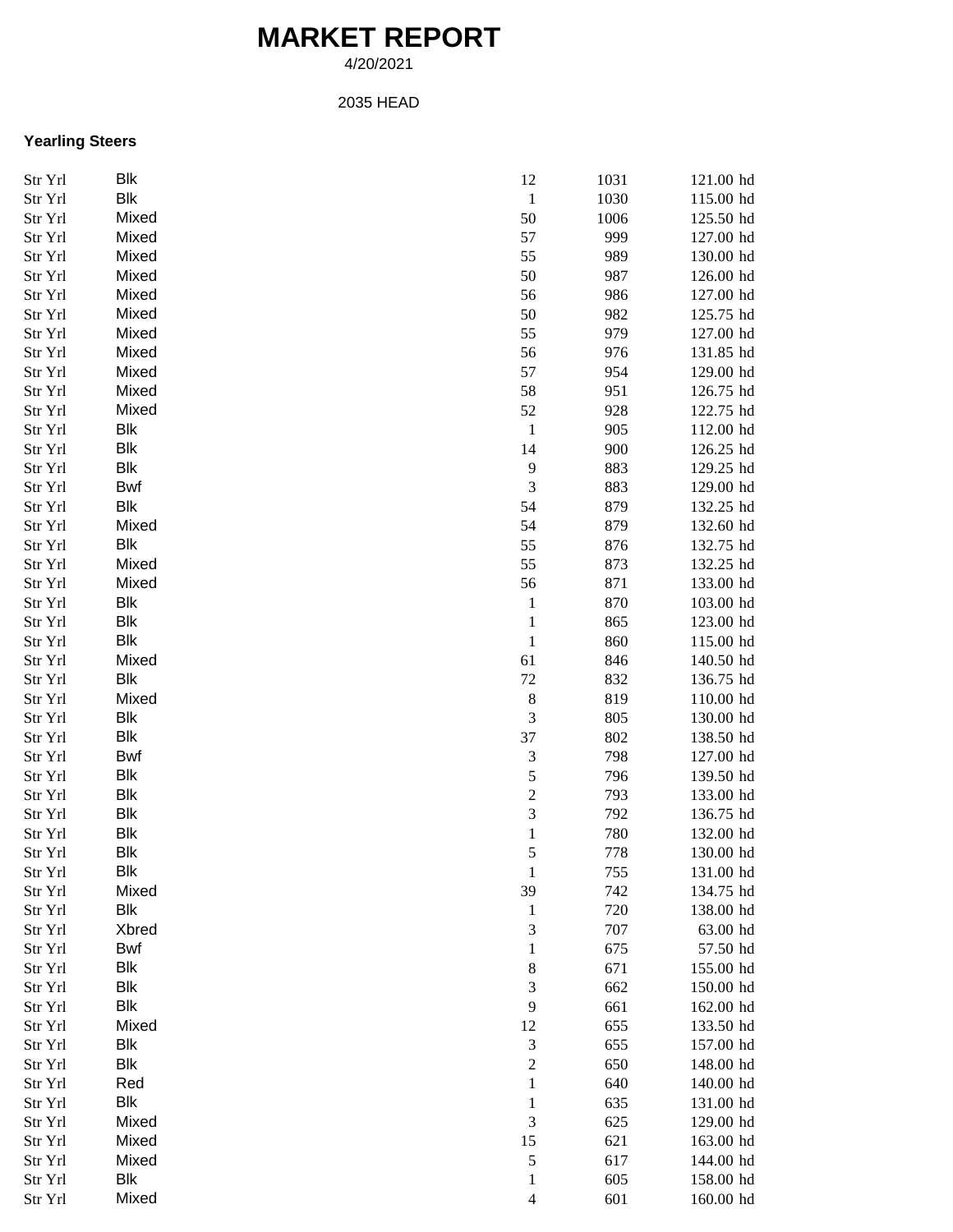# MARKET REPORT

4/20/2021

2035 HEAD

**Yearling Steers**

| | | | | |
|---|---|---|---|---|
| Str Yrl | Blk | 12 | 1031 | 121.00 hd |
| Str Yrl | Blk | 1 | 1030 | 115.00 hd |
| Str Yrl | Mixed | 50 | 1006 | 125.50 hd |
| Str Yrl | Mixed | 57 | 999 | 127.00 hd |
| Str Yrl | Mixed | 55 | 989 | 130.00 hd |
| Str Yrl | Mixed | 50 | 987 | 126.00 hd |
| Str Yrl | Mixed | 56 | 986 | 127.00 hd |
| Str Yrl | Mixed | 50 | 982 | 125.75 hd |
| Str Yrl | Mixed | 55 | 979 | 127.00 hd |
| Str Yrl | Mixed | 56 | 976 | 131.85 hd |
| Str Yrl | Mixed | 57 | 954 | 129.00 hd |
| Str Yrl | Mixed | 58 | 951 | 126.75 hd |
| Str Yrl | Mixed | 52 | 928 | 122.75 hd |
| Str Yrl | Blk | 1 | 905 | 112.00 hd |
| Str Yrl | Blk | 14 | 900 | 126.25 hd |
| Str Yrl | Blk | 9 | 883 | 129.25 hd |
| Str Yrl | Bwf | 3 | 883 | 129.00 hd |
| Str Yrl | Blk | 54 | 879 | 132.25 hd |
| Str Yrl | Mixed | 54 | 879 | 132.60 hd |
| Str Yrl | Blk | 55 | 876 | 132.75 hd |
| Str Yrl | Mixed | 55 | 873 | 132.25 hd |
| Str Yrl | Mixed | 56 | 871 | 133.00 hd |
| Str Yrl | Blk | 1 | 870 | 103.00 hd |
| Str Yrl | Blk | 1 | 865 | 123.00 hd |
| Str Yrl | Blk | 1 | 860 | 115.00 hd |
| Str Yrl | Mixed | 61 | 846 | 140.50 hd |
| Str Yrl | Blk | 72 | 832 | 136.75 hd |
| Str Yrl | Mixed | 8 | 819 | 110.00 hd |
| Str Yrl | Blk | 3 | 805 | 130.00 hd |
| Str Yrl | Blk | 37 | 802 | 138.50 hd |
| Str Yrl | Bwf | 3 | 798 | 127.00 hd |
| Str Yrl | Blk | 5 | 796 | 139.50 hd |
| Str Yrl | Blk | 2 | 793 | 133.00 hd |
| Str Yrl | Blk | 3 | 792 | 136.75 hd |
| Str Yrl | Blk | 1 | 780 | 132.00 hd |
| Str Yrl | Blk | 5 | 778 | 130.00 hd |
| Str Yrl | Blk | 1 | 755 | 131.00 hd |
| Str Yrl | Mixed | 39 | 742 | 134.75 hd |
| Str Yrl | Blk | 1 | 720 | 138.00 hd |
| Str Yrl | Xbred | 3 | 707 | 63.00 hd |
| Str Yrl | Bwf | 1 | 675 | 57.50 hd |
| Str Yrl | Blk | 8 | 671 | 155.00 hd |
| Str Yrl | Blk | 3 | 662 | 150.00 hd |
| Str Yrl | Blk | 9 | 661 | 162.00 hd |
| Str Yrl | Mixed | 12 | 655 | 133.50 hd |
| Str Yrl | Blk | 3 | 655 | 157.00 hd |
| Str Yrl | Blk | 2 | 650 | 148.00 hd |
| Str Yrl | Red | 1 | 640 | 140.00 hd |
| Str Yrl | Blk | 1 | 635 | 131.00 hd |
| Str Yrl | Mixed | 3 | 625 | 129.00 hd |
| Str Yrl | Mixed | 15 | 621 | 163.00 hd |
| Str Yrl | Mixed | 5 | 617 | 144.00 hd |
| Str Yrl | Blk | 1 | 605 | 158.00 hd |
| Str Yrl | Mixed | 4 | 601 | 160.00 hd |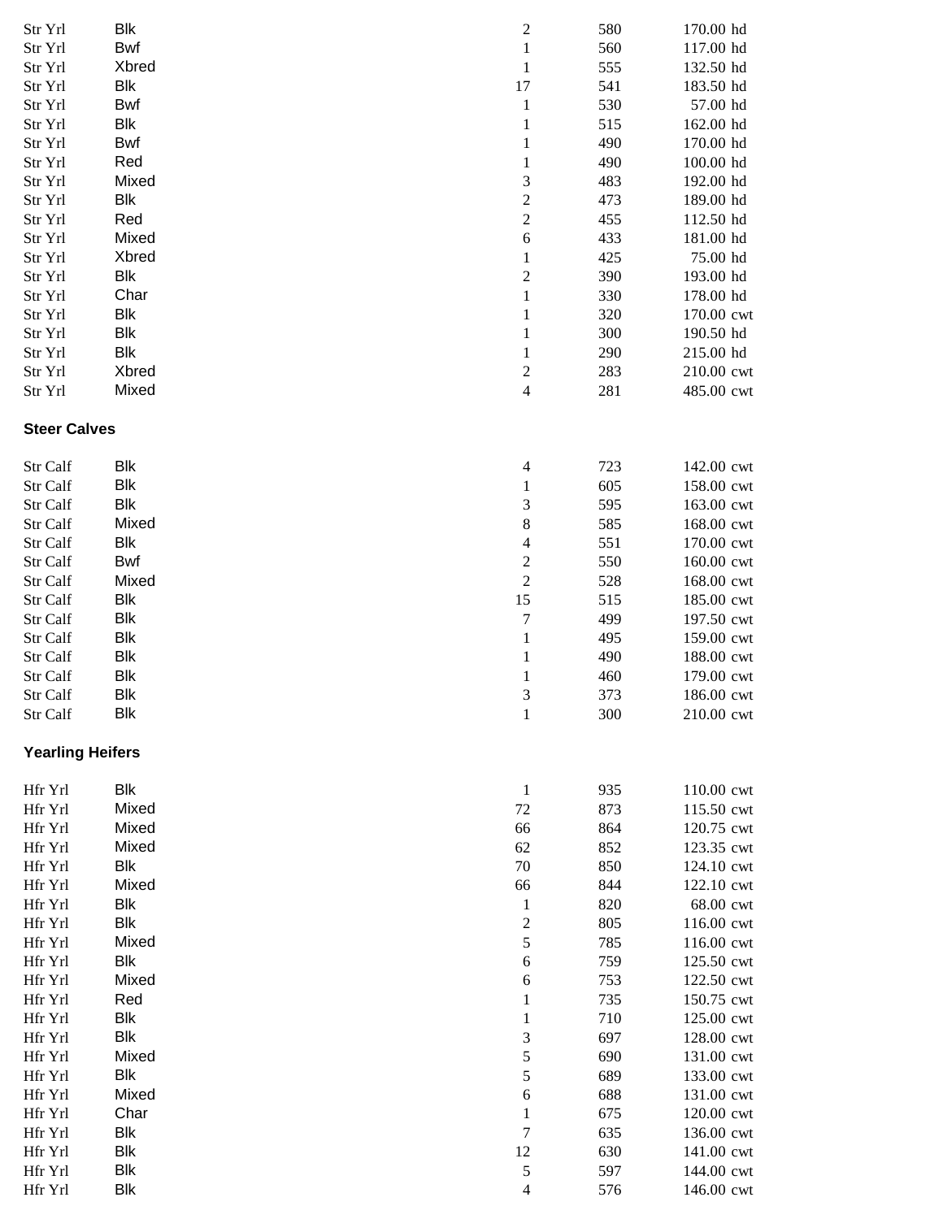| | | | | |
|---|---|---|---|---|
| Str Yrl | Blk | 2 | 580 | 170.00 hd |
| Str Yrl | Bwf | 1 | 560 | 117.00 hd |
| Str Yrl | Xbred | 1 | 555 | 132.50 hd |
| Str Yrl | Blk | 17 | 541 | 183.50 hd |
| Str Yrl | Bwf | 1 | 530 | 57.00 hd |
| Str Yrl | Blk | 1 | 515 | 162.00 hd |
| Str Yrl | Bwf | 1 | 490 | 170.00 hd |
| Str Yrl | Red | 1 | 490 | 100.00 hd |
| Str Yrl | Mixed | 3 | 483 | 192.00 hd |
| Str Yrl | Blk | 2 | 473 | 189.00 hd |
| Str Yrl | Red | 2 | 455 | 112.50 hd |
| Str Yrl | Mixed | 6 | 433 | 181.00 hd |
| Str Yrl | Xbred | 1 | 425 | 75.00 hd |
| Str Yrl | Blk | 2 | 390 | 193.00 hd |
| Str Yrl | Char | 1 | 330 | 178.00 hd |
| Str Yrl | Blk | 1 | 320 | 170.00 cwt |
| Str Yrl | Blk | 1 | 300 | 190.50 hd |
| Str Yrl | Blk | 1 | 290 | 215.00 hd |
| Str Yrl | Xbred | 2 | 283 | 210.00 cwt |
| Str Yrl | Mixed | 4 | 281 | 485.00 cwt |

**Steer Calves**

| | | | | |
|---|---|---|---|---|
| Str Calf | Blk | 4 | 723 | 142.00 cwt |
| Str Calf | Blk | 1 | 605 | 158.00 cwt |
| Str Calf | Blk | 3 | 595 | 163.00 cwt |
| Str Calf | Mixed | 8 | 585 | 168.00 cwt |
| Str Calf | Blk | 4 | 551 | 170.00 cwt |
| Str Calf | Bwf | 2 | 550 | 160.00 cwt |
| Str Calf | Mixed | 2 | 528 | 168.00 cwt |
| Str Calf | Blk | 15 | 515 | 185.00 cwt |
| Str Calf | Blk | 7 | 499 | 197.50 cwt |
| Str Calf | Blk | 1 | 495 | 159.00 cwt |
| Str Calf | Blk | 1 | 490 | 188.00 cwt |
| Str Calf | Blk | 1 | 460 | 179.00 cwt |
| Str Calf | Blk | 3 | 373 | 186.00 cwt |
| Str Calf | Blk | 1 | 300 | 210.00 cwt |

**Yearling Heifers**

| | | | | |
|---|---|---|---|---|
| Hfr Yrl | Blk | 1 | 935 | 110.00 cwt |
| Hfr Yrl | Mixed | 72 | 873 | 115.50 cwt |
| Hfr Yrl | Mixed | 66 | 864 | 120.75 cwt |
| Hfr Yrl | Mixed | 62 | 852 | 123.35 cwt |
| Hfr Yrl | Blk | 70 | 850 | 124.10 cwt |
| Hfr Yrl | Mixed | 66 | 844 | 122.10 cwt |
| Hfr Yrl | Blk | 1 | 820 | 68.00 cwt |
| Hfr Yrl | Blk | 2 | 805 | 116.00 cwt |
| Hfr Yrl | Mixed | 5 | 785 | 116.00 cwt |
| Hfr Yrl | Blk | 6 | 759 | 125.50 cwt |
| Hfr Yrl | Mixed | 6 | 753 | 122.50 cwt |
| Hfr Yrl | Red | 1 | 735 | 150.75 cwt |
| Hfr Yrl | Blk | 1 | 710 | 125.00 cwt |
| Hfr Yrl | Blk | 3 | 697 | 128.00 cwt |
| Hfr Yrl | Mixed | 5 | 690 | 131.00 cwt |
| Hfr Yrl | Blk | 5 | 689 | 133.00 cwt |
| Hfr Yrl | Mixed | 6 | 688 | 131.00 cwt |
| Hfr Yrl | Char | 1 | 675 | 120.00 cwt |
| Hfr Yrl | Blk | 7 | 635 | 136.00 cwt |
| Hfr Yrl | Blk | 12 | 630 | 141.00 cwt |
| Hfr Yrl | Blk | 5 | 597 | 144.00 cwt |
| Hfr Yrl | Blk | 4 | 576 | 146.00 cwt |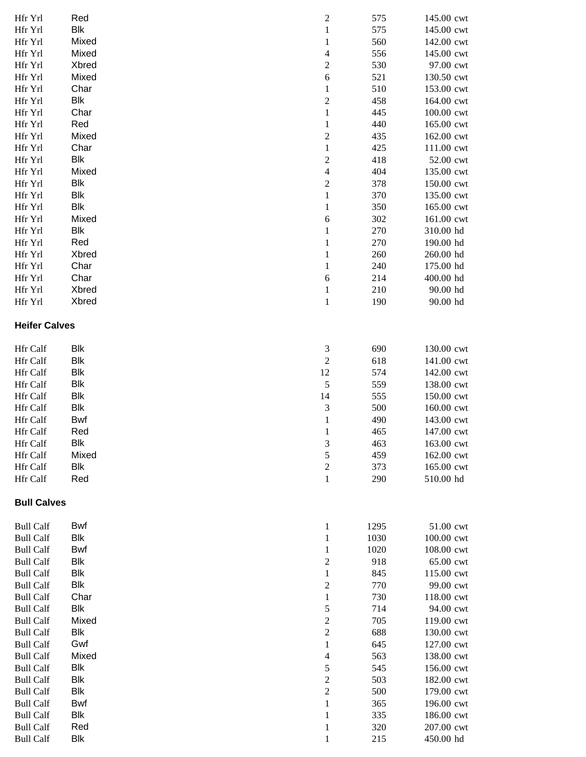| | | | | |
|---|---|---|---|---|
| Hfr Yrl | Red | 2 | 575 | 145.00 cwt |
| Hfr Yrl | Blk | 1 | 575 | 145.00 cwt |
| Hfr Yrl | Mixed | 1 | 560 | 142.00 cwt |
| Hfr Yrl | Mixed | 4 | 556 | 145.00 cwt |
| Hfr Yrl | Xbred | 2 | 530 | 97.00 cwt |
| Hfr Yrl | Mixed | 6 | 521 | 130.50 cwt |
| Hfr Yrl | Char | 1 | 510 | 153.00 cwt |
| Hfr Yrl | Blk | 2 | 458 | 164.00 cwt |
| Hfr Yrl | Char | 1 | 445 | 100.00 cwt |
| Hfr Yrl | Red | 1 | 440 | 165.00 cwt |
| Hfr Yrl | Mixed | 2 | 435 | 162.00 cwt |
| Hfr Yrl | Char | 1 | 425 | 111.00 cwt |
| Hfr Yrl | Blk | 2 | 418 | 52.00 cwt |
| Hfr Yrl | Mixed | 4 | 404 | 135.00 cwt |
| Hfr Yrl | Blk | 2 | 378 | 150.00 cwt |
| Hfr Yrl | Blk | 1 | 370 | 135.00 cwt |
| Hfr Yrl | Blk | 1 | 350 | 165.00 cwt |
| Hfr Yrl | Mixed | 6 | 302 | 161.00 cwt |
| Hfr Yrl | Blk | 1 | 270 | 310.00 hd |
| Hfr Yrl | Red | 1 | 270 | 190.00 hd |
| Hfr Yrl | Xbred | 1 | 260 | 260.00 hd |
| Hfr Yrl | Char | 1 | 240 | 175.00 hd |
| Hfr Yrl | Char | 6 | 214 | 400.00 hd |
| Hfr Yrl | Xbred | 1 | 210 | 90.00 hd |
| Hfr Yrl | Xbred | 1 | 190 | 90.00 hd |

**Heifer Calves**

| | | | | |
|---|---|---|---|---|
| Hfr Calf | Blk | 3 | 690 | 130.00 cwt |
| Hfr Calf | Blk | 2 | 618 | 141.00 cwt |
| Hfr Calf | Blk | 12 | 574 | 142.00 cwt |
| Hfr Calf | Blk | 5 | 559 | 138.00 cwt |
| Hfr Calf | Blk | 14 | 555 | 150.00 cwt |
| Hfr Calf | Blk | 3 | 500 | 160.00 cwt |
| Hfr Calf | Bwf | 1 | 490 | 143.00 cwt |
| Hfr Calf | Red | 1 | 465 | 147.00 cwt |
| Hfr Calf | Blk | 3 | 463 | 163.00 cwt |
| Hfr Calf | Mixed | 5 | 459 | 162.00 cwt |
| Hfr Calf | Blk | 2 | 373 | 165.00 cwt |
| Hfr Calf | Red | 1 | 290 | 510.00 hd |

**Bull Calves**

| | | | | |
|---|---|---|---|---|
| Bull Calf | Bwf | 1 | 1295 | 51.00 cwt |
| Bull Calf | Blk | 1 | 1030 | 100.00 cwt |
| Bull Calf | Bwf | 1 | 1020 | 108.00 cwt |
| Bull Calf | Blk | 2 | 918 | 65.00 cwt |
| Bull Calf | Blk | 1 | 845 | 115.00 cwt |
| Bull Calf | Blk | 2 | 770 | 99.00 cwt |
| Bull Calf | Char | 1 | 730 | 118.00 cwt |
| Bull Calf | Blk | 5 | 714 | 94.00 cwt |
| Bull Calf | Mixed | 2 | 705 | 119.00 cwt |
| Bull Calf | Blk | 2 | 688 | 130.00 cwt |
| Bull Calf | Gwf | 1 | 645 | 127.00 cwt |
| Bull Calf | Mixed | 4 | 563 | 138.00 cwt |
| Bull Calf | Blk | 5 | 545 | 156.00 cwt |
| Bull Calf | Blk | 2 | 503 | 182.00 cwt |
| Bull Calf | Blk | 2 | 500 | 179.00 cwt |
| Bull Calf | Bwf | 1 | 365 | 196.00 cwt |
| Bull Calf | Blk | 1 | 335 | 186.00 cwt |
| Bull Calf | Red | 1 | 320 | 207.00 cwt |
| Bull Calf | Blk | 1 | 215 | 450.00 hd |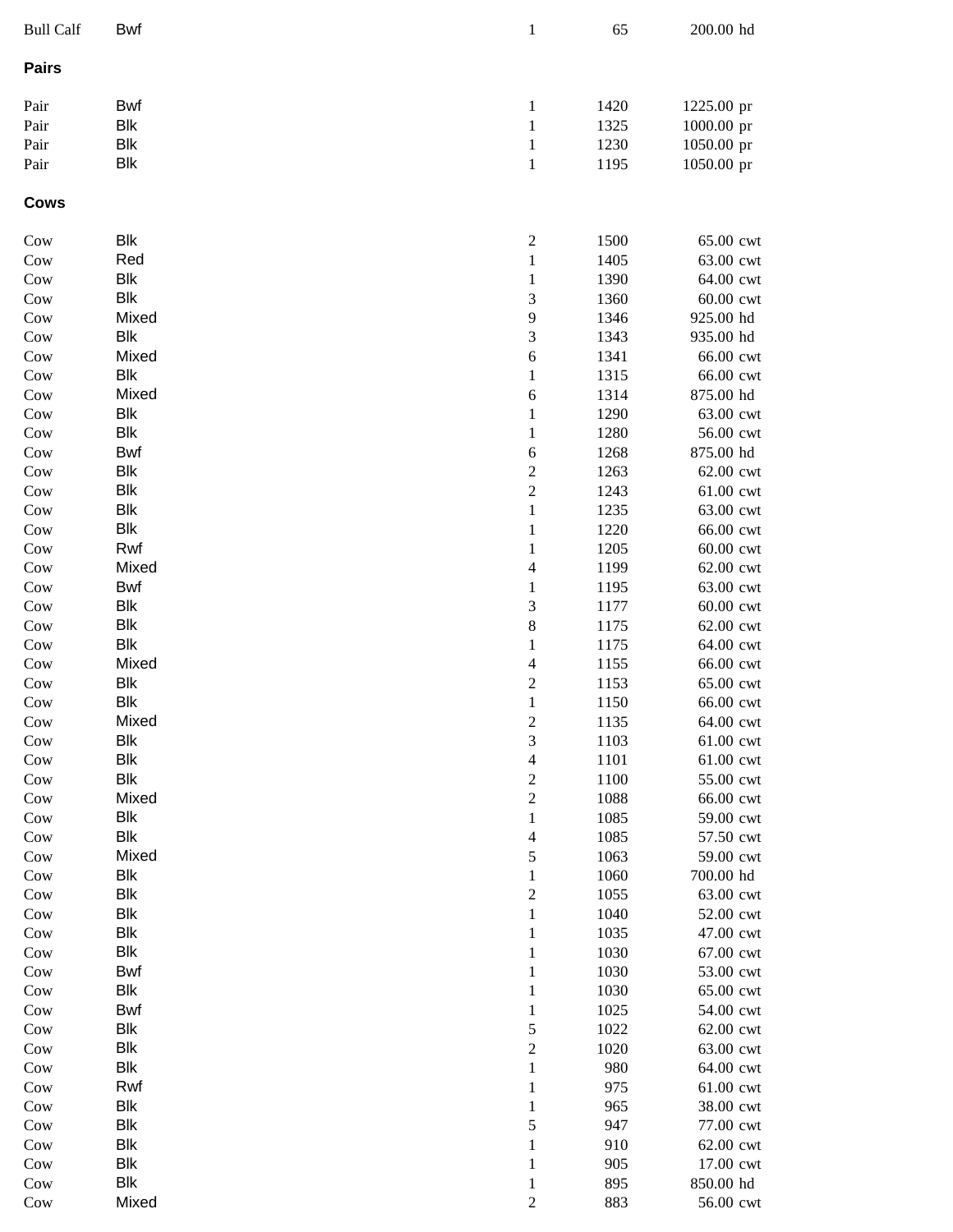| | | | | | |
|---|---|---|---|---|---|
| Bull Calf | Bwf | 1 | 65 | 200.00 | hd |

**Pairs**

| | | | | | |
|---|---|---|---|---|---|
| Pair | Bwf | 1 | 1420 | 1225.00 | pr |
| Pair | Blk | 1 | 1325 | 1000.00 | pr |
| Pair | Blk | 1 | 1230 | 1050.00 | pr |
| Pair | Blk | 1 | 1195 | 1050.00 | pr |

**Cows**

| | | | | | |
|---|---|---|---|---|---|
| Cow | Blk | 2 | 1500 | 65.00 | cwt |
| Cow | Red | 1 | 1405 | 63.00 | cwt |
| Cow | Blk | 1 | 1390 | 64.00 | cwt |
| Cow | Blk | 3 | 1360 | 60.00 | cwt |
| Cow | Mixed | 9 | 1346 | 925.00 | hd |
| Cow | Blk | 3 | 1343 | 935.00 | hd |
| Cow | Mixed | 6 | 1341 | 66.00 | cwt |
| Cow | Blk | 1 | 1315 | 66.00 | cwt |
| Cow | Mixed | 6 | 1314 | 875.00 | hd |
| Cow | Blk | 1 | 1290 | 63.00 | cwt |
| Cow | Blk | 1 | 1280 | 56.00 | cwt |
| Cow | Bwf | 6 | 1268 | 875.00 | hd |
| Cow | Blk | 2 | 1263 | 62.00 | cwt |
| Cow | Blk | 2 | 1243 | 61.00 | cwt |
| Cow | Blk | 1 | 1235 | 63.00 | cwt |
| Cow | Blk | 1 | 1220 | 66.00 | cwt |
| Cow | Rwf | 1 | 1205 | 60.00 | cwt |
| Cow | Mixed | 4 | 1199 | 62.00 | cwt |
| Cow | Bwf | 1 | 1195 | 63.00 | cwt |
| Cow | Blk | 3 | 1177 | 60.00 | cwt |
| Cow | Blk | 8 | 1175 | 62.00 | cwt |
| Cow | Blk | 1 | 1175 | 64.00 | cwt |
| Cow | Mixed | 4 | 1155 | 66.00 | cwt |
| Cow | Blk | 2 | 1153 | 65.00 | cwt |
| Cow | Blk | 1 | 1150 | 66.00 | cwt |
| Cow | Mixed | 2 | 1135 | 64.00 | cwt |
| Cow | Blk | 3 | 1103 | 61.00 | cwt |
| Cow | Blk | 4 | 1101 | 61.00 | cwt |
| Cow | Blk | 2 | 1100 | 55.00 | cwt |
| Cow | Mixed | 2 | 1088 | 66.00 | cwt |
| Cow | Blk | 1 | 1085 | 59.00 | cwt |
| Cow | Blk | 4 | 1085 | 57.50 | cwt |
| Cow | Mixed | 5 | 1063 | 59.00 | cwt |
| Cow | Blk | 1 | 1060 | 700.00 | hd |
| Cow | Blk | 2 | 1055 | 63.00 | cwt |
| Cow | Blk | 1 | 1040 | 52.00 | cwt |
| Cow | Blk | 1 | 1035 | 47.00 | cwt |
| Cow | Blk | 1 | 1030 | 67.00 | cwt |
| Cow | Bwf | 1 | 1030 | 53.00 | cwt |
| Cow | Blk | 1 | 1030 | 65.00 | cwt |
| Cow | Bwf | 1 | 1025 | 54.00 | cwt |
| Cow | Blk | 5 | 1022 | 62.00 | cwt |
| Cow | Blk | 2 | 1020 | 63.00 | cwt |
| Cow | Blk | 1 | 980 | 64.00 | cwt |
| Cow | Rwf | 1 | 975 | 61.00 | cwt |
| Cow | Blk | 1 | 965 | 38.00 | cwt |
| Cow | Blk | 5 | 947 | 77.00 | cwt |
| Cow | Blk | 1 | 910 | 62.00 | cwt |
| Cow | Blk | 1 | 905 | 17.00 | cwt |
| Cow | Blk | 1 | 895 | 850.00 | hd |
| Cow | Mixed | 2 | 883 | 56.00 | cwt |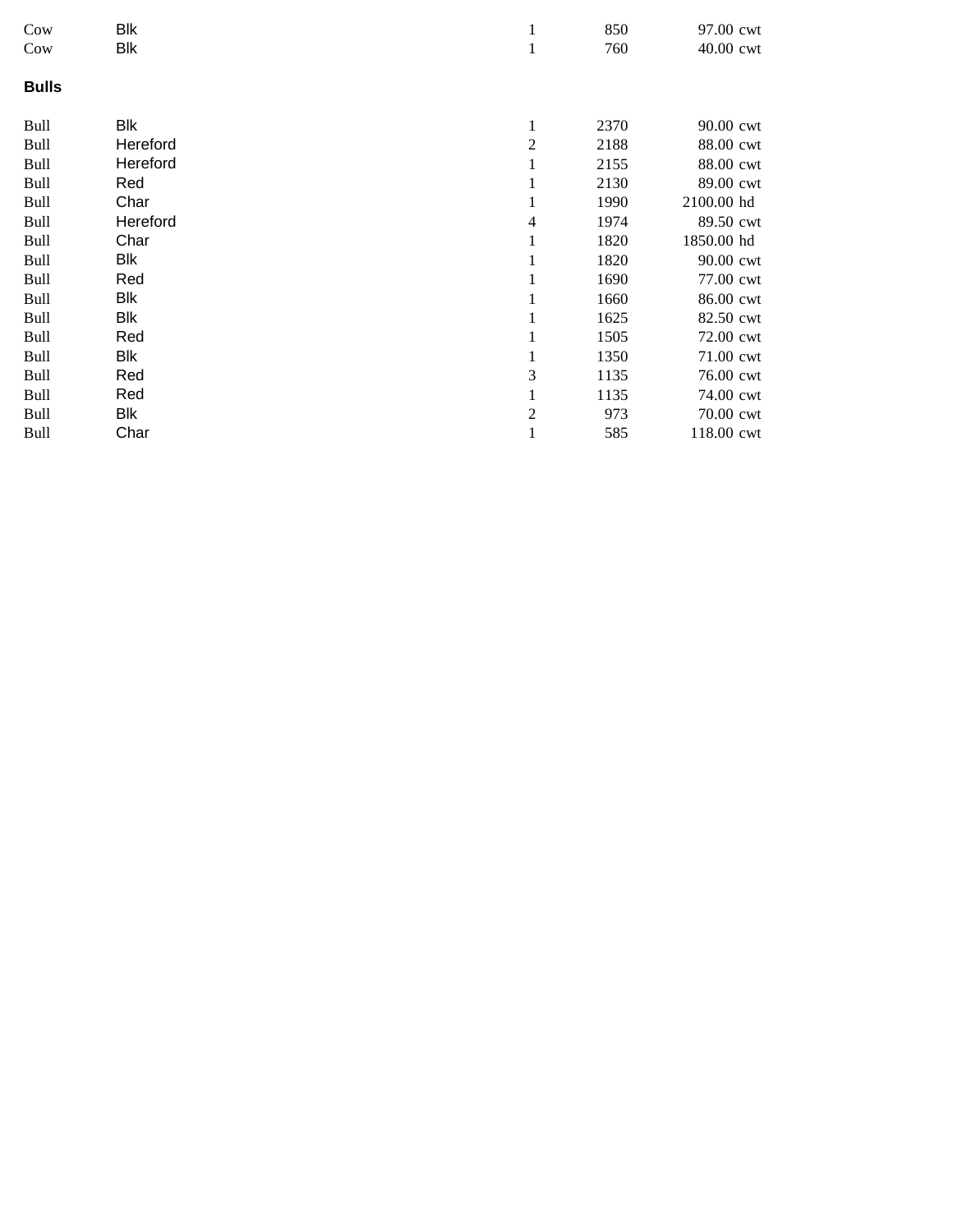| | | | | | |
|---|---|---|---|---|---|
| Cow | Blk | 1 | 850 | 97.00 | cwt |
| Cow | Blk | 1 | 760 | 40.00 | cwt |

**Bulls**

| | | | | | |
|---|---|---|---|---|---|
| Bull | Blk | 1 | 2370 | 90.00 | cwt |
| Bull | Hereford | 2 | 2188 | 88.00 | cwt |
| Bull | Hereford | 1 | 2155 | 88.00 | cwt |
| Bull | Red | 1 | 2130 | 89.00 | cwt |
| Bull | Char | 1 | 1990 | 2100.00 | hd |
| Bull | Hereford | 4 | 1974 | 89.50 | cwt |
| Bull | Char | 1 | 1820 | 1850.00 | hd |
| Bull | Blk | 1 | 1820 | 90.00 | cwt |
| Bull | Red | 1 | 1690 | 77.00 | cwt |
| Bull | Blk | 1 | 1660 | 86.00 | cwt |
| Bull | Blk | 1 | 1625 | 82.50 | cwt |
| Bull | Red | 1 | 1505 | 72.00 | cwt |
| Bull | Blk | 1 | 1350 | 71.00 | cwt |
| Bull | Red | 3 | 1135 | 76.00 | cwt |
| Bull | Red | 1 | 1135 | 74.00 | cwt |
| Bull | Blk | 2 | 973 | 70.00 | cwt |
| Bull | Char | 1 | 585 | 118.00 | cwt |